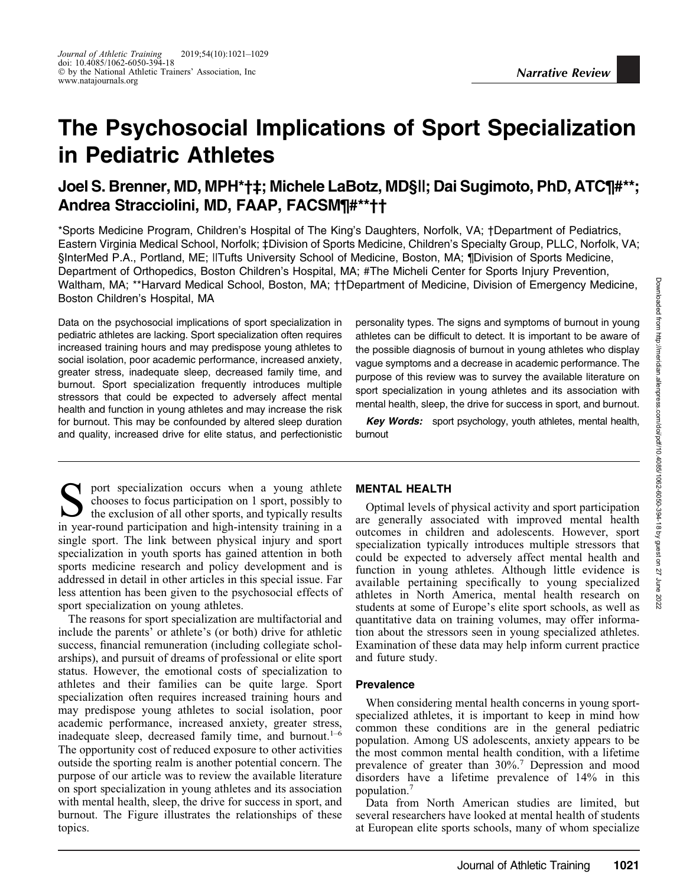Narrative Review

# The Psychosocial Implications of Sport Specialization in Pediatric Athletes

**Joel S. Brenner, MD, MPH\*†‡; Michele LaBotz, MD§||; Dai Sugimoto, PhD, ATC¶#\*\*; Andrea Stracciolini, MD, FAAP, FACSM¶#\*\*††**

\*Sports Medicine Program, Children's Hospital of The King's Daughters, Norfolk, VA; †Department of Pediatrics, Eastern Virginia Medical School, Norfolk; ‡Division of Sports Medicine, Children's Specialty Group, PLLC, Norfolk, VA; §InterMed P.A., Portland, ME; ||Tufts University School of Medicine, Boston, MA; ¶Division of Sports Medicine, Department of Orthopedics, Boston Children's Hospital, MA; #The Micheli Center for Sports Injury Prevention, Waltham, MA; \*\*Harvard Medical School, Boston, MA; ††Department of Medicine, Division of Emergency Medicine, Boston Children's Hospital, MA

Data on the psychosocial implications of sport specialization in pediatric athletes are lacking. Sport specialization often requires increased training hours and may predispose young athletes to social isolation, poor academic performance, increased anxiety, greater stress, inadequate sleep, decreased family time, and burnout. Sport specialization frequently introduces multiple stressors that could be expected to adversely affect mental health and function in young athletes and may increase the risk for burnout. This may be confounded by altered sleep duration and quality, increased drive for elite status, and perfectionistic personality types. The signs and symptoms of burnout in young athletes can be difficult to detect. It is important to be aware of the possible diagnosis of burnout in young athletes who display vague symptoms and a decrease in academic performance. The purpose of this review was to survey the available literature on sport specialization in young athletes and its association with mental health, sleep, the drive for success in sport, and burnout.

***Key Words:*** sport psychology, youth athletes, mental health, burnout

Sport specialization occurs when a young athlete chooses to focus participation on 1 sport, possibly to the exclusion of all other sports, and typically results in year-round participation and high-intensity training in a single sport. The link between physical injury and sport specialization in youth sports has gained attention in both sports medicine research and policy development and is addressed in detail in other articles in this special issue. Far less attention has been given to the psychosocial effects of sport specialization on young athletes.

The reasons for sport specialization are multifactorial and include the parents' or athlete's (or both) drive for athletic success, financial remuneration (including collegiate scholarships), and pursuit of dreams of professional or elite sport status. However, the emotional costs of specialization to athletes and their families can be quite large. Sport specialization often requires increased training hours and may predispose young athletes to social isolation, poor academic performance, increased anxiety, greater stress, inadequate sleep, decreased family time, and burnout.[1–6] The opportunity cost of reduced exposure to other activities outside the sporting realm is another potential concern. The purpose of our article was to review the available literature on sport specialization in young athletes and its association with mental health, sleep, the drive for success in sport, and burnout. The Figure illustrates the relationships of these topics.

## MENTAL HEALTH

Optimal levels of physical activity and sport participation are generally associated with improved mental health outcomes in children and adolescents. However, sport specialization typically introduces multiple stressors that could be expected to adversely affect mental health and function in young athletes. Although little evidence is available pertaining specifically to young specialized athletes in North America, mental health research on students at some of Europe's elite sport schools, as well as quantitative data on training volumes, may offer information about the stressors seen in young specialized athletes. Examination of these data may help inform current practice and future study.

### Prevalence

When considering mental health concerns in young sport-specialized athletes, it is important to keep in mind how common these conditions are in the general pediatric population. Among US adolescents, anxiety appears to be the most common mental health condition, with a lifetime prevalence of greater than 30%.[7] Depression and mood disorders have a lifetime prevalence of 14% in this population.[7]

Data from North American studies are limited, but several researchers have looked at mental health of students at European elite sports schools, many of whom specialize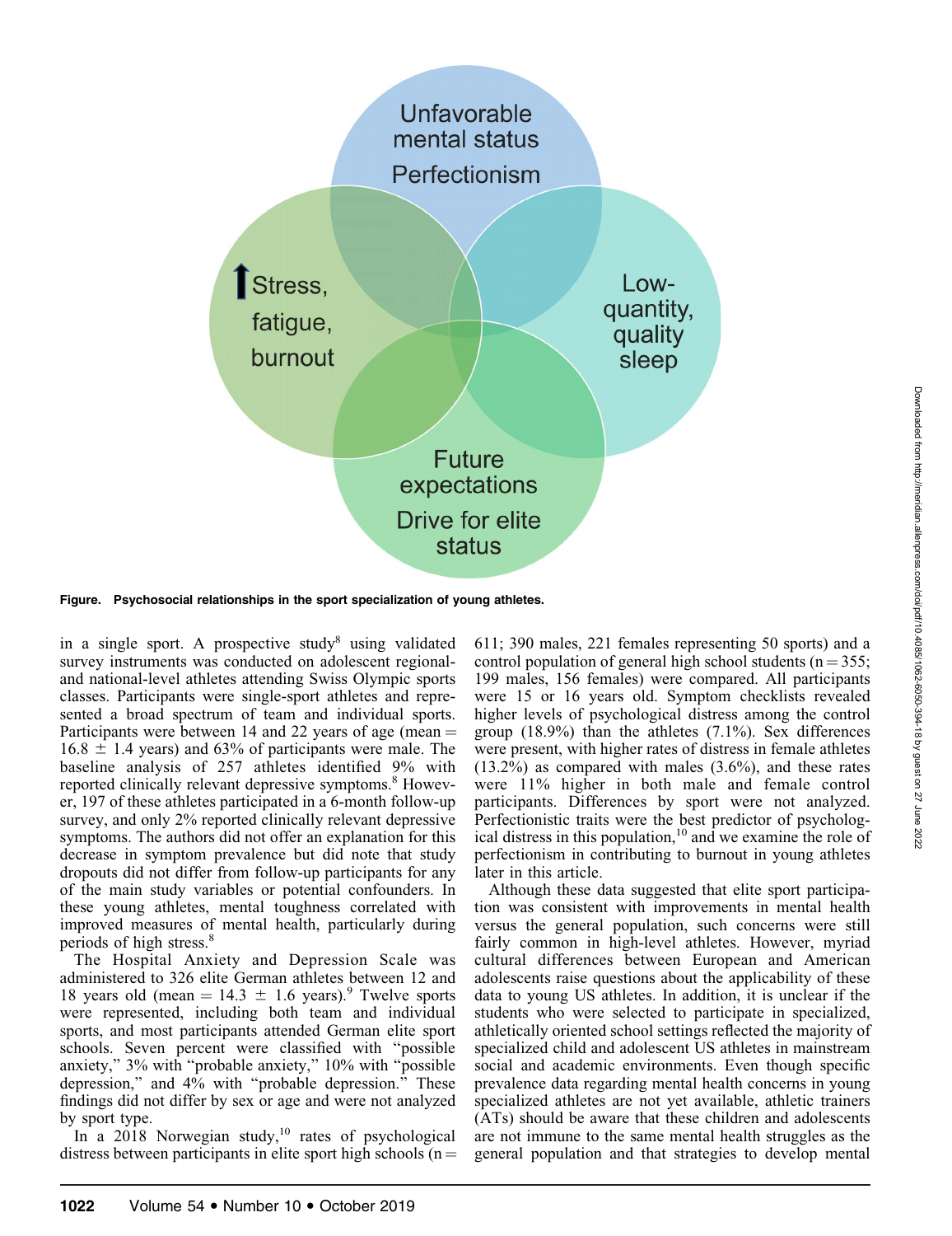Figure. Psychosocial relationships in the sport specialization of young athletes.

in a single sport. A prospective study[8] using validated survey instruments was conducted on adolescent regional- and national-level athletes attending Swiss Olympic sports classes. Participants were single-sport athletes and represented a broad spectrum of team and individual sports. Participants were between 14 and 22 years of age (mean = 16.8 ± 1.4 years) and 63% of participants were male. The baseline analysis of 257 athletes identified 9% with reported clinically relevant depressive symptoms.[8] However, 197 of these athletes participated in a 6-month follow-up survey, and only 2% reported clinically relevant depressive symptoms. The authors did not offer an explanation for this decrease in symptom prevalence but did note that study dropouts did not differ from follow-up participants for any of the main study variables or potential confounders. In these young athletes, mental toughness correlated with improved measures of mental health, particularly during periods of high stress.[8]

The Hospital Anxiety and Depression Scale was administered to 326 elite German athletes between 12 and 18 years old (mean = 14.3 ± 1.6 years).[9] Twelve sports were represented, including both team and individual sports, and most participants attended German elite sport schools. Seven percent were classified with "possible anxiety," 3% with "probable anxiety," 10% with "possible depression," and 4% with "probable depression." These findings did not differ by sex or age and were not analyzed by sport type.

In a 2018 Norwegian study,[10] rates of psychological distress between participants in elite sport high schools (n = 611; 390 males, 221 females representing 50 sports) and a control population of general high school students (n = 355; 199 males, 156 females) were compared. All participants were 15 or 16 years old. Symptom checklists revealed higher levels of psychological distress among the control group (18.9%) than the athletes (7.1%). Sex differences were present, with higher rates of distress in female athletes (13.2%) as compared with males (3.6%), and these rates were 11% higher in both male and female control participants. Differences by sport were not analyzed. Perfectionistic traits were the best predictor of psychological distress in this population,[10] and we examine the role of perfectionism in contributing to burnout in young athletes later in this article.

Although these data suggested that elite sport participation was consistent with improvements in mental health versus the general population, such concerns were still fairly common in high-level athletes. However, myriad cultural differences between European and American adolescents raise questions about the applicability of these data to young US athletes. In addition, it is unclear if the students who were selected to participate in specialized, athletically oriented school settings reflected the majority of specialized child and adolescent US athletes in mainstream social and academic environments. Even though specific prevalence data regarding mental health concerns in young specialized athletes are not yet available, athletic trainers (ATs) should be aware that these children and adolescents are not immune to the same mental health struggles as the general population and that strategies to develop mental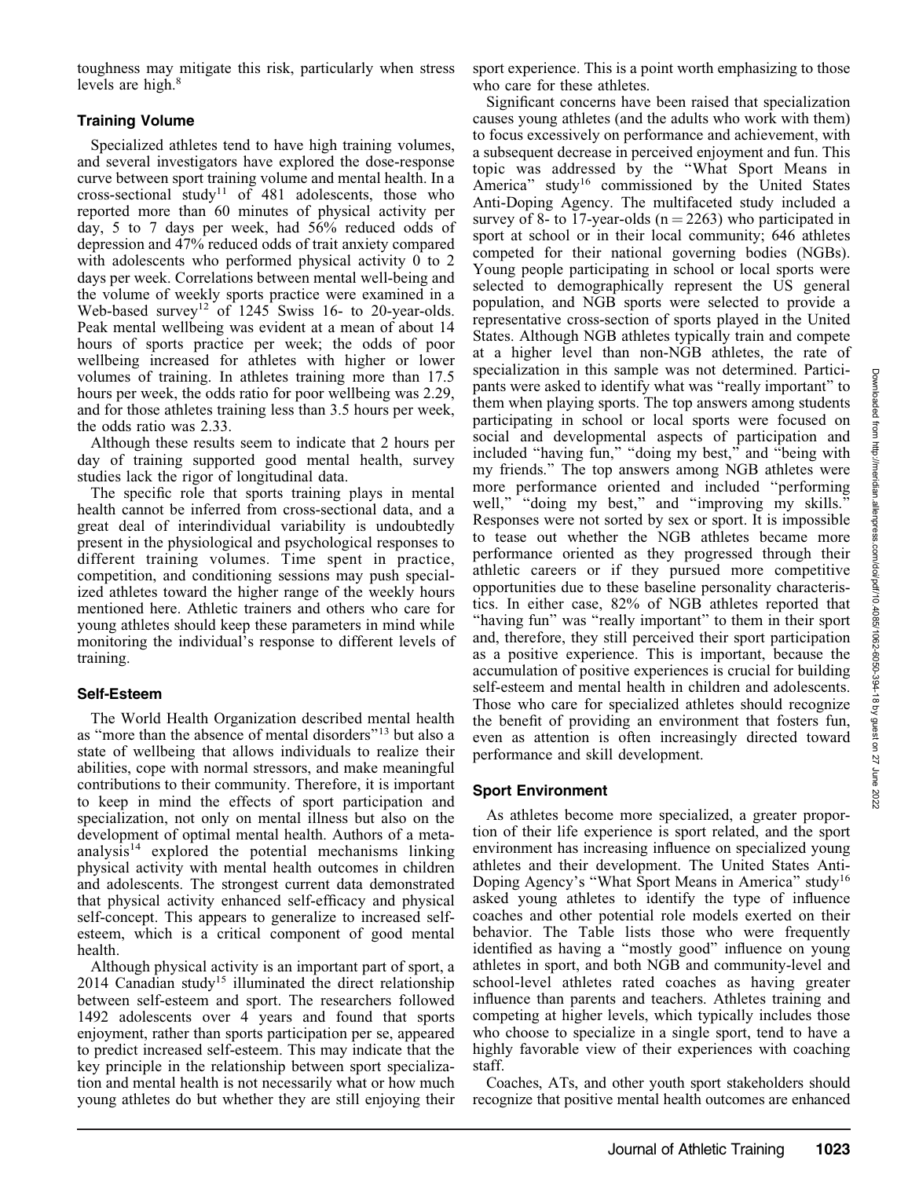toughness may mitigate this risk, particularly when stress levels are high.[8]

### Training Volume

Specialized athletes tend to have high training volumes, and several investigators have explored the dose-response curve between sport training volume and mental health. In a cross-sectional study[11] of 481 adolescents, those who reported more than 60 minutes of physical activity per day, 5 to 7 days per week, had 56% reduced odds of depression and 47% reduced odds of trait anxiety compared with adolescents who performed physical activity 0 to 2 days per week. Correlations between mental well-being and the volume of weekly sports practice were examined in a Web-based survey[12] of 1245 Swiss 16- to 20-year-olds. Peak mental wellbeing was evident at a mean of about 14 hours of sports practice per week; the odds of poor wellbeing increased for athletes with higher or lower volumes of training. In athletes training more than 17.5 hours per week, the odds ratio for poor wellbeing was 2.29, and for those athletes training less than 3.5 hours per week, the odds ratio was 2.33.

Although these results seem to indicate that 2 hours per day of training supported good mental health, survey studies lack the rigor of longitudinal data.

The specific role that sports training plays in mental health cannot be inferred from cross-sectional data, and a great deal of interindividual variability is undoubtedly present in the physiological and psychological responses to different training volumes. Time spent in practice, competition, and conditioning sessions may push specialized athletes toward the higher range of the weekly hours mentioned here. Athletic trainers and others who care for young athletes should keep these parameters in mind while monitoring the individual's response to different levels of training.

### Self-Esteem

The World Health Organization described mental health as "more than the absence of mental disorders"[13] but also a state of wellbeing that allows individuals to realize their abilities, cope with normal stressors, and make meaningful contributions to their community. Therefore, it is important to keep in mind the effects of sport participation and specialization, not only on mental illness but also on the development of optimal mental health. Authors of a meta-analysis[14] explored the potential mechanisms linking physical activity with mental health outcomes in children and adolescents. The strongest current data demonstrated that physical activity enhanced self-efficacy and physical self-concept. This appears to generalize to increased self-esteem, which is a critical component of good mental health.

Although physical activity is an important part of sport, a 2014 Canadian study[15] illuminated the direct relationship between self-esteem and sport. The researchers followed 1492 adolescents over 4 years and found that sports enjoyment, rather than sports participation per se, appeared to predict increased self-esteem. This may indicate that the key principle in the relationship between sport specialization and mental health is not necessarily what or how much young athletes do but whether they are still enjoying their sport experience. This is a point worth emphasizing to those who care for these athletes.

Significant concerns have been raised that specialization causes young athletes (and the adults who work with them) to focus excessively on performance and achievement, with a subsequent decrease in perceived enjoyment and fun. This topic was addressed by the "What Sport Means in America" study[16] commissioned by the United States Anti-Doping Agency. The multifaceted study included a survey of 8- to 17-year-olds (n = 2263) who participated in sport at school or in their local community; 646 athletes competed for their national governing bodies (NGBs). Young people participating in school or local sports were selected to demographically represent the US general population, and NGB sports were selected to provide a representative cross-section of sports played in the United States. Although NGB athletes typically train and compete at a higher level than non-NGB athletes, the rate of specialization in this sample was not determined. Participants were asked to identify what was "really important" to them when playing sports. The top answers among students participating in school or local sports were focused on social and developmental aspects of participation and included "having fun," "doing my best," and "being with my friends." The top answers among NGB athletes were more performance oriented and included "performing well," "doing my best," and "improving my skills." Responses were not sorted by sex or sport. It is impossible to tease out whether the NGB athletes became more performance oriented as they progressed through their athletic careers or if they pursued more competitive opportunities due to these baseline personality characteristics. In either case, 82% of NGB athletes reported that "having fun" was "really important" to them in their sport and, therefore, they still perceived their sport participation as a positive experience. This is important, because the accumulation of positive experiences is crucial for building self-esteem and mental health in children and adolescents. Those who care for specialized athletes should recognize the benefit of providing an environment that fosters fun, even as attention is often increasingly directed toward performance and skill development.

### Sport Environment

As athletes become more specialized, a greater proportion of their life experience is sport related, and the sport environment has increasing influence on specialized young athletes and their development. The United States Anti-Doping Agency's "What Sport Means in America" study[16] asked young athletes to identify the type of influence coaches and other potential role models exerted on their behavior. The Table lists those who were frequently identified as having a "mostly good" influence on young athletes in sport, and both NGB and community-level and school-level athletes rated coaches as having greater influence than parents and teachers. Athletes training and competing at higher levels, which typically includes those who choose to specialize in a single sport, tend to have a highly favorable view of their experiences with coaching staff.

Coaches, ATs, and other youth sport stakeholders should recognize that positive mental health outcomes are enhanced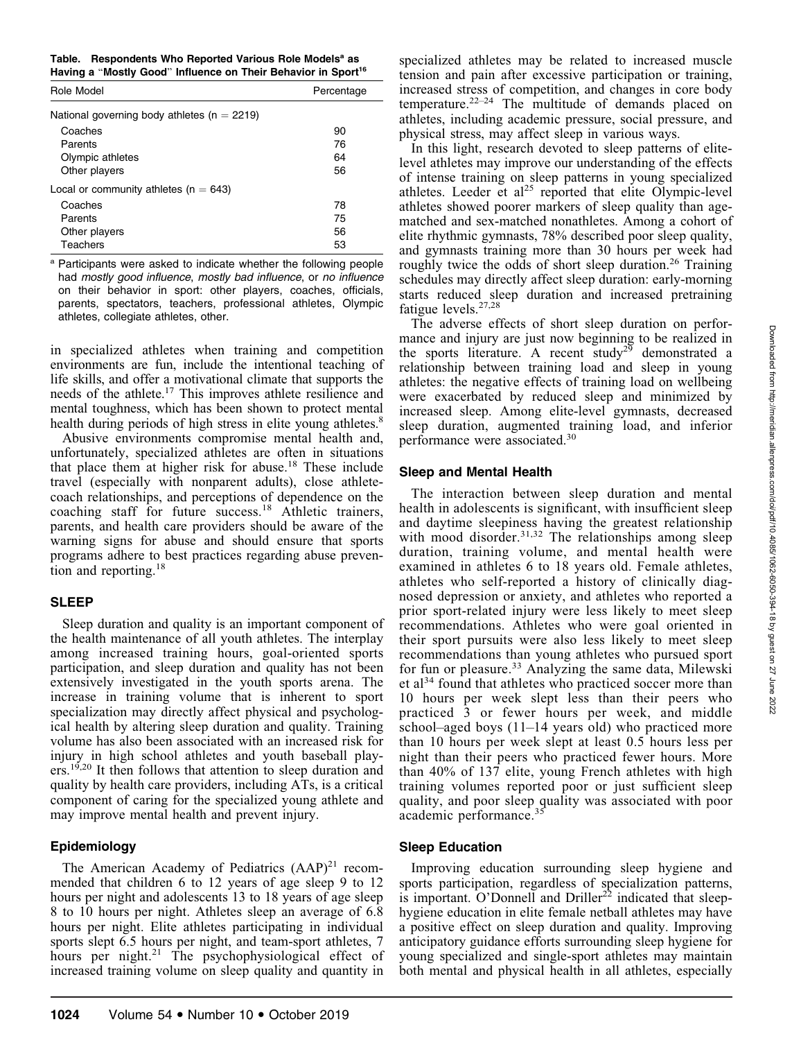**Table. Respondents Who Reported Various Role Models[a] as Having a "Mostly Good" Influence on Their Behavior in Sport[16]**

| Role Model | Percentage |
|---|---|
| National governing body athletes (n = 2219) | |
| Coaches | 90 |
| Parents | 76 |
| Olympic athletes | 64 |
| Other players | 56 |
| Local or community athletes (n = 643) | |
| Coaches | 78 |
| Parents | 75 |
| Other players | 56 |
| Teachers | 53 |

[a] Participants were asked to indicate whether the following people had *mostly good influence*, *mostly bad influence*, or *no influence* on their behavior in sport: other players, coaches, officials, parents, spectators, teachers, professional athletes, Olympic athletes, collegiate athletes, other.

in specialized athletes when training and competition environments are fun, include the intentional teaching of life skills, and offer a motivational climate that supports the needs of the athlete.[17] This improves athlete resilience and mental toughness, which has been shown to protect mental health during periods of high stress in elite young athletes.[8]

Abusive environments compromise mental health and, unfortunately, specialized athletes are often in situations that place them at higher risk for abuse.[18] These include travel (especially with nonparent adults), close athlete-coach relationships, and perceptions of dependence on the coaching staff for future success.[18] Athletic trainers, parents, and health care providers should be aware of the warning signs for abuse and should ensure that sports programs adhere to best practices regarding abuse prevention and reporting.[18]

## SLEEP

Sleep duration and quality is an important component of the health maintenance of all youth athletes. The interplay among increased training hours, goal-oriented sports participation, and sleep duration and quality has not been extensively investigated in the youth sports arena. The increase in training volume that is inherent to sport specialization may directly affect physical and psychological health by altering sleep duration and quality. Training volume has also been associated with an increased risk for injury in high school athletes and youth baseball players.[19,20] It then follows that attention to sleep duration and quality by health care providers, including ATs, is a critical component of caring for the specialized young athlete and may improve mental health and prevent injury.

### Epidemiology

The American Academy of Pediatrics (AAP)[21] recommended that children 6 to 12 years of age sleep 9 to 12 hours per night and adolescents 13 to 18 years of age sleep 8 to 10 hours per night. Athletes sleep an average of 6.8 hours per night. Elite athletes participating in individual sports slept 6.5 hours per night, and team-sport athletes, 7 hours per night.[21] The psychophysiological effect of increased training volume on sleep quality and quantity in specialized athletes may be related to increased muscle tension and pain after excessive participation or training, increased stress of competition, and changes in core body temperature.[22–24] The multitude of demands placed on athletes, including academic pressure, social pressure, and physical stress, may affect sleep in various ways.

In this light, research devoted to sleep patterns of elite-level athletes may improve our understanding of the effects of intense training on sleep patterns in young specialized athletes. Leeder et al[25] reported that elite Olympic-level athletes showed poorer markers of sleep quality than age-matched and sex-matched nonathletes. Among a cohort of elite rhythmic gymnasts, 78% described poor sleep quality, and gymnasts training more than 30 hours per week had roughly twice the odds of short sleep duration.[26] Training schedules may directly affect sleep duration: early-morning starts reduced sleep duration and increased pretraining fatigue levels.[27,28]

The adverse effects of short sleep duration on performance and injury are just now beginning to be realized in the sports literature. A recent study[29] demonstrated a relationship between training load and sleep in young athletes: the negative effects of training load on wellbeing were exacerbated by reduced sleep and minimized by increased sleep. Among elite-level gymnasts, decreased sleep duration, augmented training load, and inferior performance were associated.[30]

### Sleep and Mental Health

The interaction between sleep duration and mental health in adolescents is significant, with insufficient sleep and daytime sleepiness having the greatest relationship with mood disorder.[31,32] The relationships among sleep duration, training volume, and mental health were examined in athletes 6 to 18 years old. Female athletes, athletes who self-reported a history of clinically diagnosed depression or anxiety, and athletes who reported a prior sport-related injury were less likely to meet sleep recommendations. Athletes who were goal oriented in their sport pursuits were also less likely to meet sleep recommendations than young athletes who pursued sport for fun or pleasure.[33] Analyzing the same data, Milewski et al[34] found that athletes who practiced soccer more than 10 hours per week slept less than their peers who practiced 3 or fewer hours per week, and middle school–aged boys (11–14 years old) who practiced more than 10 hours per week slept at least 0.5 hours less per night than their peers who practiced fewer hours. More than 40% of 137 elite, young French athletes with high training volumes reported poor or just sufficient sleep quality, and poor sleep quality was associated with poor academic performance.[35]

### Sleep Education

Improving education surrounding sleep hygiene and sports participation, regardless of specialization patterns, is important. O'Donnell and Driller[22] indicated that sleep-hygiene education in elite female netball athletes may have a positive effect on sleep duration and quality. Improving anticipatory guidance efforts surrounding sleep hygiene for young specialized and single-sport athletes may maintain both mental and physical health in all athletes, especially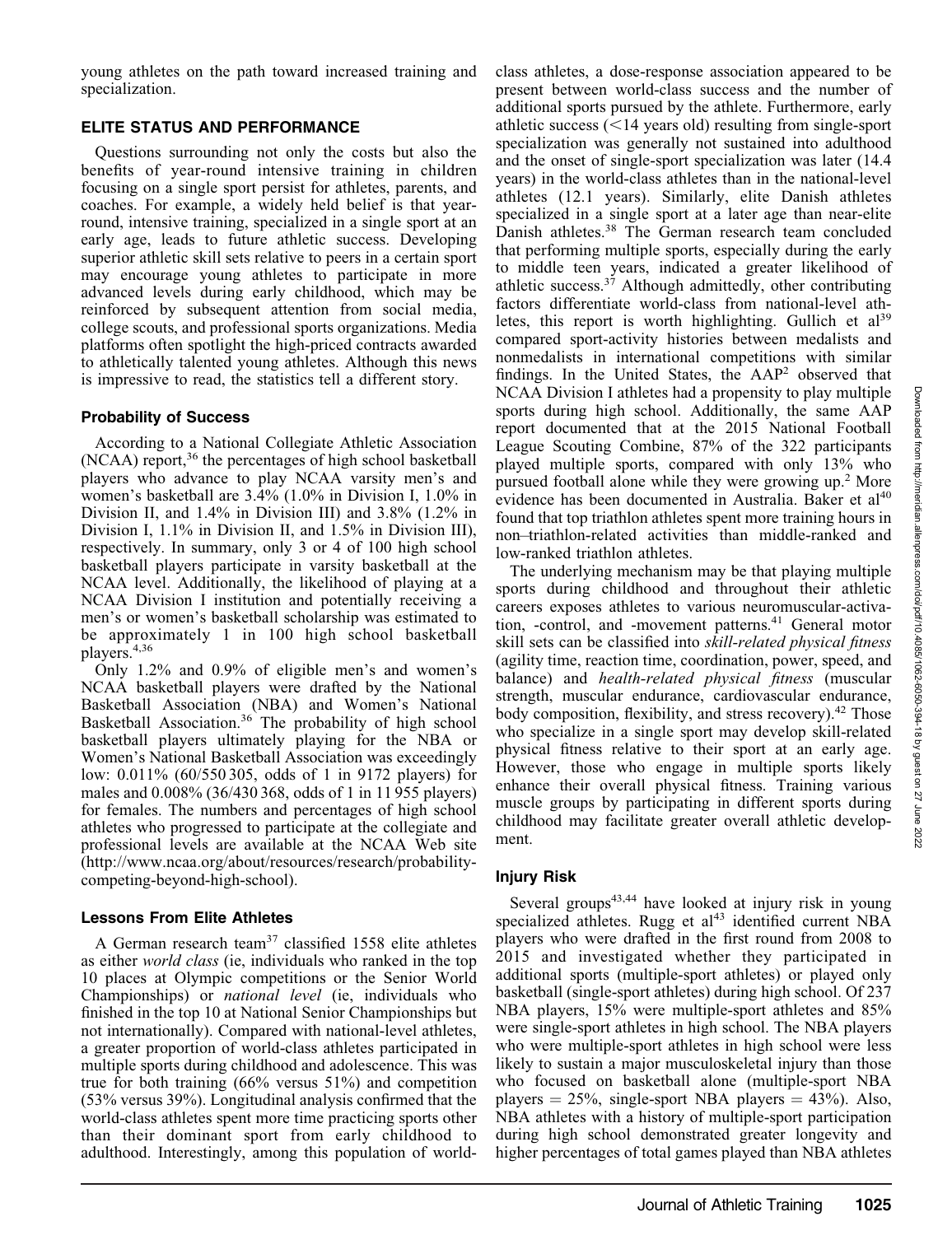young athletes on the path toward increased training and specialization.

## ELITE STATUS AND PERFORMANCE

Questions surrounding not only the costs but also the benefits of year-round intensive training in children focusing on a single sport persist for athletes, parents, and coaches. For example, a widely held belief is that year-round, intensive training, specialized in a single sport at an early age, leads to future athletic success. Developing superior athletic skill sets relative to peers in a certain sport may encourage young athletes to participate in more advanced levels during early childhood, which may be reinforced by subsequent attention from social media, college scouts, and professional sports organizations. Media platforms often spotlight the high-priced contracts awarded to athletically talented young athletes. Although this news is impressive to read, the statistics tell a different story.

### Probability of Success

According to a National Collegiate Athletic Association (NCAA) report,[36] the percentages of high school basketball players who advance to play NCAA varsity men's and women's basketball are 3.4% (1.0% in Division I, 1.0% in Division II, and 1.4% in Division III) and 3.8% (1.2% in Division I, 1.1% in Division II, and 1.5% in Division III), respectively. In summary, only 3 or 4 of 100 high school basketball players participate in varsity basketball at the NCAA level. Additionally, the likelihood of playing at a NCAA Division I institution and potentially receiving a men's or women's basketball scholarship was estimated to be approximately 1 in 100 high school basketball players.[4,36]

Only 1.2% and 0.9% of eligible men's and women's NCAA basketball players were drafted by the National Basketball Association (NBA) and Women's National Basketball Association.[36] The probability of high school basketball players ultimately playing for the NBA or Women's National Basketball Association was exceedingly low: 0.011% (60/550 305, odds of 1 in 9172 players) for males and 0.008% (36/430 368, odds of 1 in 11 955 players) for females. The numbers and percentages of high school athletes who progressed to participate at the collegiate and professional levels are available at the NCAA Web site (http://www.ncaa.org/about/resources/research/probability-competing-beyond-high-school).

### Lessons From Elite Athletes

A German research team[37] classified 1558 elite athletes as either *world class* (ie, individuals who ranked in the top 10 places at Olympic competitions or the Senior World Championships) or *national level* (ie, individuals who finished in the top 10 at National Senior Championships but not internationally). Compared with national-level athletes, a greater proportion of world-class athletes participated in multiple sports during childhood and adolescence. This was true for both training (66% versus 51%) and competition (53% versus 39%). Longitudinal analysis confirmed that the world-class athletes spent more time practicing sports other than their dominant sport from early childhood to adulthood. Interestingly, among this population of world-class athletes, a dose-response association appeared to be present between world-class success and the number of additional sports pursued by the athlete. Furthermore, early athletic success (<14 years old) resulting from single-sport specialization was generally not sustained into adulthood and the onset of single-sport specialization was later (14.4 years) in the world-class athletes than in the national-level athletes (12.1 years). Similarly, elite Danish athletes specialized in a single sport at a later age than near-elite Danish athletes.[38] The German research team concluded that performing multiple sports, especially during the early to middle teen years, indicated a greater likelihood of athletic success.[37] Although admittedly, other contributing factors differentiate world-class from national-level athletes, this report is worth highlighting. Gullich et al[39] compared sport-activity histories between medalists and nonmedalists in international competitions with similar findings. In the United States, the AAP[2] observed that NCAA Division I athletes had a propensity to play multiple sports during high school. Additionally, the same AAP report documented that at the 2015 National Football League Scouting Combine, 87% of the 322 participants played multiple sports, compared with only 13% who pursued football alone while they were growing up.[2] More evidence has been documented in Australia. Baker et al[40] found that top triathlon athletes spent more training hours in non–triathlon-related activities than middle-ranked and low-ranked triathlon athletes.

The underlying mechanism may be that playing multiple sports during childhood and throughout their athletic careers exposes athletes to various neuromuscular-activation, -control, and -movement patterns.[41] General motor skill sets can be classified into *skill-related physical fitness* (agility time, reaction time, coordination, power, speed, and balance) and *health-related physical fitness* (muscular strength, muscular endurance, cardiovascular endurance, body composition, flexibility, and stress recovery).[42] Those who specialize in a single sport may develop skill-related physical fitness relative to their sport at an early age. However, those who engage in multiple sports likely enhance their overall physical fitness. Training various muscle groups by participating in different sports during childhood may facilitate greater overall athletic development.

### Injury Risk

Several groups[43,44] have looked at injury risk in young specialized athletes. Rugg et al[43] identified current NBA players who were drafted in the first round from 2008 to 2015 and investigated whether they participated in additional sports (multiple-sport athletes) or played only basketball (single-sport athletes) during high school. Of 237 NBA players, 15% were multiple-sport athletes and 85% were single-sport athletes in high school. The NBA players who were multiple-sport athletes in high school were less likely to sustain a major musculoskeletal injury than those who focused on basketball alone (multiple-sport NBA players = 25%, single-sport NBA players = 43%). Also, NBA athletes with a history of multiple-sport participation during high school demonstrated greater longevity and higher percentages of total games played than NBA athletes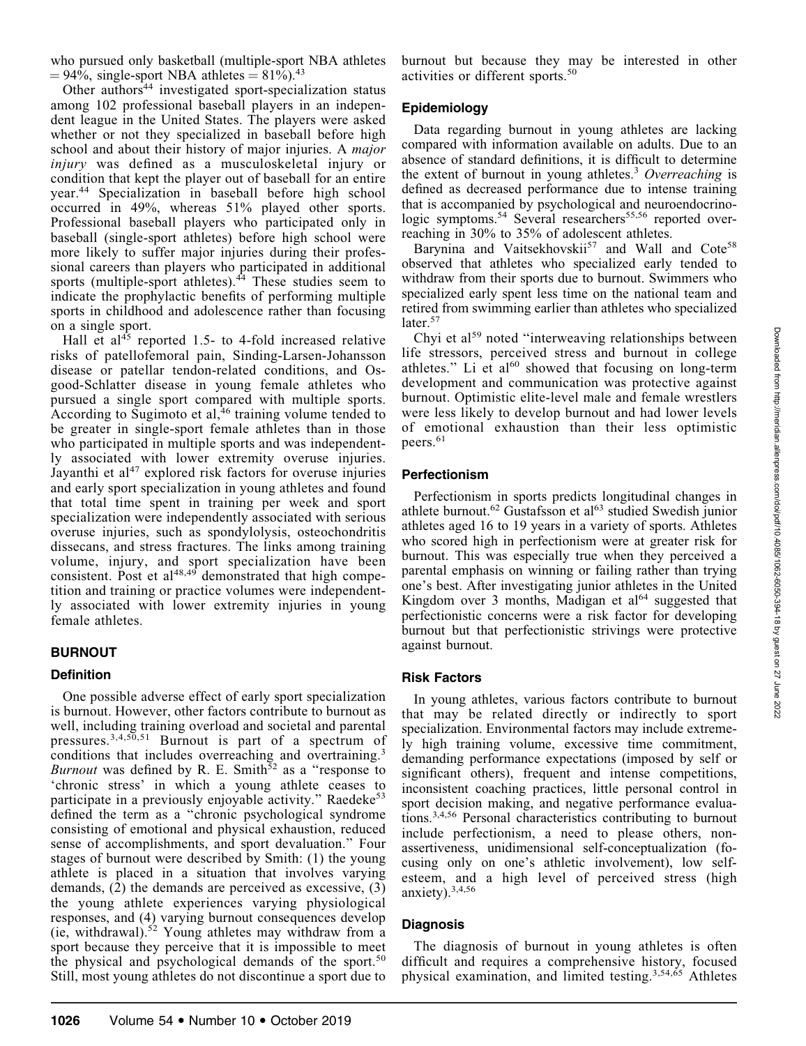who pursued only basketball (multiple-sport NBA athletes = 94%, single-sport NBA athletes = 81%).[43]

Other authors[44] investigated sport-specialization status among 102 professional baseball players in an independent league in the United States. The players were asked whether or not they specialized in baseball before high school and about their history of major injuries. A *major injury* was defined as a musculoskeletal injury or condition that kept the player out of baseball for an entire year.[44] Specialization in baseball before high school occurred in 49%, whereas 51% played other sports. Professional baseball players who participated only in baseball (single-sport athletes) before high school were more likely to suffer major injuries during their professional careers than players who participated in additional sports (multiple-sport athletes).[44] These studies seem to indicate the prophylactic benefits of performing multiple sports in childhood and adolescence rather than focusing on a single sport.

Hall et al[45] reported 1.5- to 4-fold increased relative risks of patellofemoral pain, Sinding-Larsen-Johansson disease or patellar tendon-related conditions, and Osgood-Schlatter disease in young female athletes who pursued a single sport compared with multiple sports. According to Sugimoto et al,[46] training volume tended to be greater in single-sport female athletes than in those who participated in multiple sports and was independently associated with lower extremity overuse injuries. Jayanthi et al[47] explored risk factors for overuse injuries and early sport specialization in young athletes and found that total time spent in training per week and sport specialization were independently associated with serious overuse injuries, such as spondylolysis, osteochondritis dissecans, and stress fractures. The links among training volume, injury, and sport specialization have been consistent. Post et al[48,49] demonstrated that high competition and training or practice volumes were independently associated with lower extremity injuries in young female athletes.

## BURNOUT

### Definition

One possible adverse effect of early sport specialization is burnout. However, other factors contribute to burnout as well, including training overload and societal and parental pressures.[3,4,50,51] Burnout is part of a spectrum of conditions that includes overreaching and overtraining.[3] *Burnout* was defined by R. E. Smith[52] as a "response to 'chronic stress' in which a young athlete ceases to participate in a previously enjoyable activity." Raedeke[53] defined the term as a "chronic psychological syndrome consisting of emotional and physical exhaustion, reduced sense of accomplishments, and sport devaluation." Four stages of burnout were described by Smith: (1) the young athlete is placed in a situation that involves varying demands, (2) the demands are perceived as excessive, (3) the young athlete experiences varying physiological responses, and (4) varying burnout consequences develop (ie, withdrawal).[52] Young athletes may withdraw from a sport because they perceive that it is impossible to meet the physical and psychological demands of the sport.[50] Still, most young athletes do not discontinue a sport due to burnout but because they may be interested in other activities or different sports.[50]

### Epidemiology

Data regarding burnout in young athletes are lacking compared with information available on adults. Due to an absence of standard definitions, it is difficult to determine the extent of burnout in young athletes.[3] *Overreaching* is defined as decreased performance due to intense training that is accompanied by psychological and neuroendocrinologic symptoms.[54] Several researchers[55,56] reported overreaching in 30% to 35% of adolescent athletes.

Barynina and Vaitsekhovskii[57] and Wall and Cote[58] observed that athletes who specialized early tended to withdraw from their sports due to burnout. Swimmers who specialized early spent less time on the national team and retired from swimming earlier than athletes who specialized later.[57]

Chyi et al[59] noted "interweaving relationships between life stressors, perceived stress and burnout in college athletes." Li et al[60] showed that focusing on long-term development and communication was protective against burnout. Optimistic elite-level male and female wrestlers were less likely to develop burnout and had lower levels of emotional exhaustion than their less optimistic peers.[61]

### Perfectionism

Perfectionism in sports predicts longitudinal changes in athlete burnout.[62] Gustafsson et al[63] studied Swedish junior athletes aged 16 to 19 years in a variety of sports. Athletes who scored high in perfectionism were at greater risk for burnout. This was especially true when they perceived a parental emphasis on winning or failing rather than trying one's best. After investigating junior athletes in the United Kingdom over 3 months, Madigan et al[64] suggested that perfectionistic concerns were a risk factor for developing burnout but that perfectionistic strivings were protective against burnout.

### Risk Factors

In young athletes, various factors contribute to burnout that may be related directly or indirectly to sport specialization. Environmental factors may include extremely high training volume, excessive time commitment, demanding performance expectations (imposed by self or significant others), frequent and intense competitions, inconsistent coaching practices, little personal control in sport decision making, and negative performance evaluations.[3,4,56] Personal characteristics contributing to burnout include perfectionism, a need to please others, nonassertiveness, unidimensional self-conceptualization (focusing only on one's athletic involvement), low self-esteem, and a high level of perceived stress (high anxiety).[3,4,56]

### Diagnosis

The diagnosis of burnout in young athletes is often difficult and requires a comprehensive history, focused physical examination, and limited testing.[3,54,65] Athletes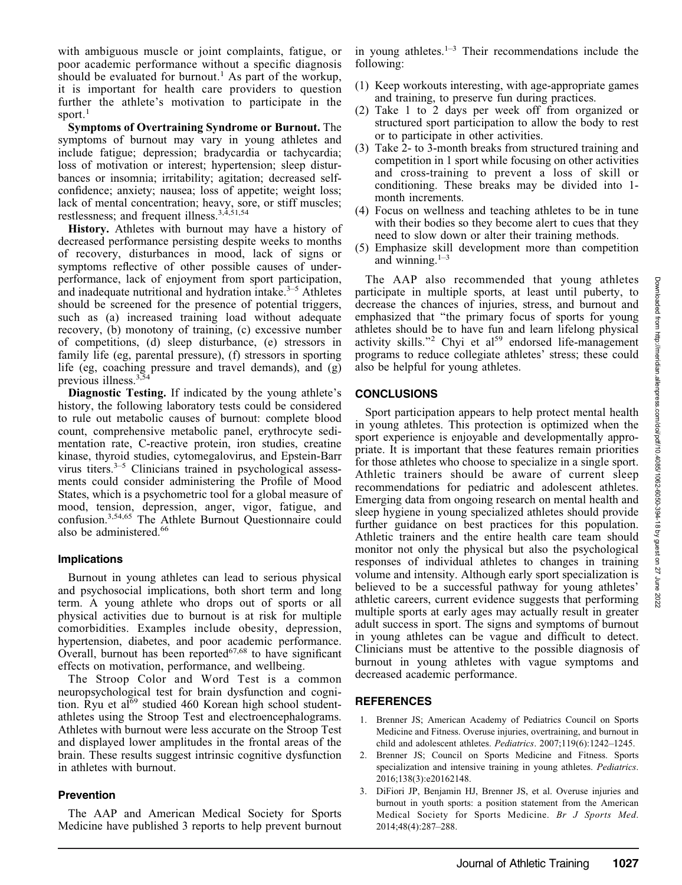with ambiguous muscle or joint complaints, fatigue, or poor academic performance without a specific diagnosis should be evaluated for burnout.[1] As part of the workup, it is important for health care providers to question further the athlete's motivation to participate in the sport.[1]

**Symptoms of Overtraining Syndrome or Burnout.** The symptoms of burnout may vary in young athletes and include fatigue; depression; bradycardia or tachycardia; loss of motivation or interest; hypertension; sleep disturbances or insomnia; irritability; agitation; decreased self-confidence; anxiety; nausea; loss of appetite; weight loss; lack of mental concentration; heavy, sore, or stiff muscles; restlessness; and frequent illness.[3,4,51,54]

**History.** Athletes with burnout may have a history of decreased performance persisting despite weeks to months of recovery, disturbances in mood, lack of signs or symptoms reflective of other possible causes of underperformance, lack of enjoyment from sport participation, and inadequate nutritional and hydration intake.[3–5] Athletes should be screened for the presence of potential triggers, such as (a) increased training load without adequate recovery, (b) monotony of training, (c) excessive number of competitions, (d) sleep disturbance, (e) stressors in family life (eg, parental pressure), (f) stressors in sporting life (eg, coaching pressure and travel demands), and (g) previous illness.[3,54]

**Diagnostic Testing.** If indicated by the young athlete's history, the following laboratory tests could be considered to rule out metabolic causes of burnout: complete blood count, comprehensive metabolic panel, erythrocyte sedimentation rate, C-reactive protein, iron studies, creatine kinase, thyroid studies, cytomegalovirus, and Epstein-Barr virus titers.[3–5] Clinicians trained in psychological assessments could consider administering the Profile of Mood States, which is a psychometric tool for a global measure of mood, tension, depression, anger, vigor, fatigue, and confusion.[3,54,65] The Athlete Burnout Questionnaire could also be administered.[66]

### Implications

Burnout in young athletes can lead to serious physical and psychosocial implications, both short term and long term. A young athlete who drops out of sports or all physical activities due to burnout is at risk for multiple comorbidities. Examples include obesity, depression, hypertension, diabetes, and poor academic performance. Overall, burnout has been reported[67,68] to have significant effects on motivation, performance, and wellbeing.

The Stroop Color and Word Test is a common neuropsychological test for brain dysfunction and cognition. Ryu et al[69] studied 460 Korean high school student-athletes using the Stroop Test and electroencephalograms. Athletes with burnout were less accurate on the Stroop Test and displayed lower amplitudes in the frontal areas of the brain. These results suggest intrinsic cognitive dysfunction in athletes with burnout.

### Prevention

The AAP and American Medical Society for Sports Medicine have published 3 reports to help prevent burnout in young athletes.[1–3] Their recommendations include the following:

(1) Keep workouts interesting, with age-appropriate games and training, to preserve fun during practices.
(2) Take 1 to 2 days per week off from organized or structured sport participation to allow the body to rest or to participate in other activities.
(3) Take 2- to 3-month breaks from structured training and competition in 1 sport while focusing on other activities and cross-training to prevent a loss of skill or conditioning. These breaks may be divided into 1-month increments.
(4) Focus on wellness and teaching athletes to be in tune with their bodies so they become alert to cues that they need to slow down or alter their training methods.
(5) Emphasize skill development more than competition and winning.[1–3]

The AAP also recommended that young athletes participate in multiple sports, at least until puberty, to decrease the chances of injuries, stress, and burnout and emphasized that "the primary focus of sports for young athletes should be to have fun and learn lifelong physical activity skills."[2] Chyi et al[59] endorsed life-management programs to reduce collegiate athletes' stress; these could also be helpful for young athletes.

## CONCLUSIONS

Sport participation appears to help protect mental health in young athletes. This protection is optimized when the sport experience is enjoyable and developmentally appropriate. It is important that these features remain priorities for those athletes who choose to specialize in a single sport. Athletic trainers should be aware of current sleep recommendations for pediatric and adolescent athletes. Emerging data from ongoing research on mental health and sleep hygiene in young specialized athletes should provide further guidance on best practices for this population. Athletic trainers and the entire health care team should monitor not only the physical but also the psychological responses of individual athletes to changes in training volume and intensity. Although early sport specialization is believed to be a successful pathway for young athletes' athletic careers, current evidence suggests that performing multiple sports at early ages may actually result in greater adult success in sport. The signs and symptoms of burnout in young athletes can be vague and difficult to detect. Clinicians must be attentive to the possible diagnosis of burnout in young athletes with vague symptoms and decreased academic performance.

## REFERENCES

1. Brenner JS; American Academy of Pediatrics Council on Sports Medicine and Fitness. Overuse injuries, overtraining, and burnout in child and adolescent athletes. *Pediatrics*. 2007;119(6):1242–1245.
2. Brenner JS; Council on Sports Medicine and Fitness. Sports specialization and intensive training in young athletes. *Pediatrics*. 2016;138(3):e20162148.
3. DiFiori JP, Benjamin HJ, Brenner JS, et al. Overuse injuries and burnout in youth sports: a position statement from the American Medical Society for Sports Medicine. *Br J Sports Med*. 2014;48(4):287–288.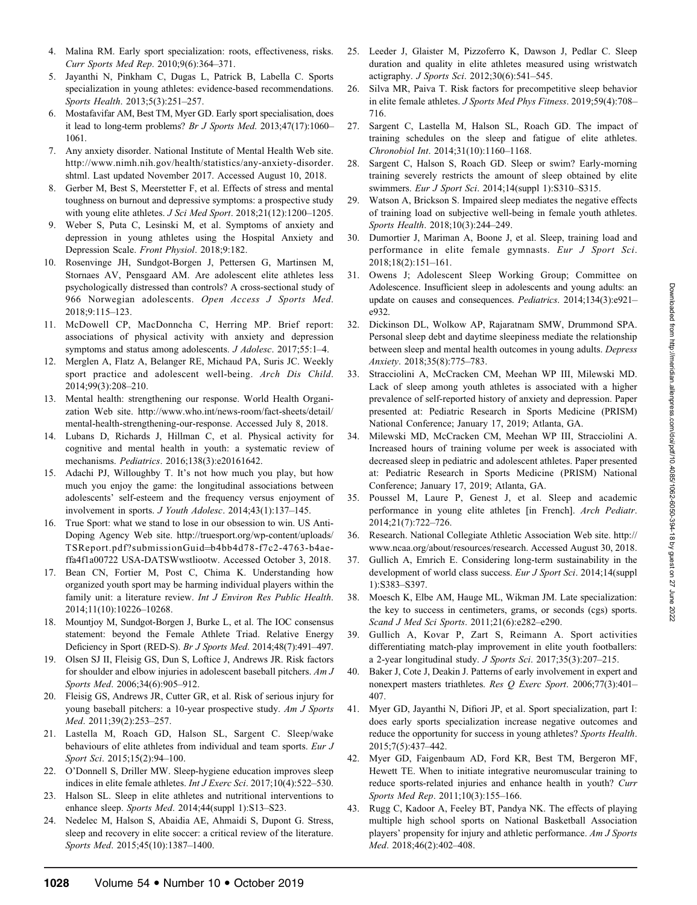4. Malina RM. Early sport specialization: roots, effectiveness, risks. *Curr Sports Med Rep*. 2010;9(6):364–371.
5. Jayanthi N, Pinkham C, Dugas L, Patrick B, Labella C. Sports specialization in young athletes: evidence-based recommendations. *Sports Health*. 2013;5(3):251–257.
6. Mostafavifar AM, Best TM, Myer GD. Early sport specialisation, does it lead to long-term problems? *Br J Sports Med*. 2013;47(17):1060–1061.
7. Any anxiety disorder. National Institute of Mental Health Web site. http://www.nimh.nih.gov/health/statistics/any-anxiety-disorder.shtml. Last updated November 2017. Accessed August 10, 2018.
8. Gerber M, Best S, Meerstetter F, et al. Effects of stress and mental toughness on burnout and depressive symptoms: a prospective study with young elite athletes. *J Sci Med Sport*. 2018;21(12):1200–1205.
9. Weber S, Puta C, Lesinski M, et al. Symptoms of anxiety and depression in young athletes using the Hospital Anxiety and Depression Scale. *Front Physiol*. 2018;9:182.
10. Rosenvinge JH, Sundgot-Borgen J, Pettersen G, Martinsen M, Stornaes AV, Pensgaard AM. Are adolescent elite athletes less psychologically distressed than controls? A cross-sectional study of 966 Norwegian adolescents. *Open Access J Sports Med*. 2018;9:115–123.
11. McDowell CP, MacDonncha C, Herring MP. Brief report: associations of physical activity with anxiety and depression symptoms and status among adolescents. *J Adolesc*. 2017;55:1–4.
12. Merglen A, Flatz A, Belanger RE, Michaud PA, Suris JC. Weekly sport practice and adolescent well-being. *Arch Dis Child*. 2014;99(3):208–210.
13. Mental health: strengthening our response. World Health Organization Web site. http://www.who.int/news-room/fact-sheets/detail/mental-health-strengthening-our-response. Accessed July 8, 2018.
14. Lubans D, Richards J, Hillman C, et al. Physical activity for cognitive and mental health in youth: a systematic review of mechanisms. *Pediatrics*. 2016;138(3):e20161642.
15. Adachi PJ, Willoughby T. It's not how much you play, but how much you enjoy the game: the longitudinal associations between adolescents' self-esteem and the frequency versus enjoyment of involvement in sports. *J Youth Adolesc*. 2014;43(1):137–145.
16. True Sport: what we stand to lose in our obsession to win. US Anti-Doping Agency Web site. http://truesport.org/wp-content/uploads/TSReport.pdf?submissionGuid=b4bb4d78-f7c2-4763-b4ae-ffa4f1a00722 USA-DATSWwstliootw. Accessed October 3, 2018.
17. Bean CN, Fortier M, Post C, Chima K. Understanding how organized youth sport may be harming individual players within the family unit: a literature review. *Int J Environ Res Public Health*. 2014;11(10):10226–10268.
18. Mountjoy M, Sundgot-Borgen J, Burke L, et al. The IOC consensus statement: beyond the Female Athlete Triad. Relative Energy Deficiency in Sport (RED-S). *Br J Sports Med*. 2014;48(7):491–497.
19. Olsen SJ II, Fleisig GS, Dun S, Loftice J, Andrews JR. Risk factors for shoulder and elbow injuries in adolescent baseball pitchers. *Am J Sports Med*. 2006;34(6):905–912.
20. Fleisig GS, Andrews JR, Cutter GR, et al. Risk of serious injury for young baseball pitchers: a 10-year prospective study. *Am J Sports Med*. 2011;39(2):253–257.
21. Lastella M, Roach GD, Halson SL, Sargent C. Sleep/wake behaviours of elite athletes from individual and team sports. *Eur J Sport Sci*. 2015;15(2):94–100.
22. O'Donnell S, Driller MW. Sleep-hygiene education improves sleep indices in elite female athletes. *Int J Exerc Sci*. 2017;10(4):522–530.
23. Halson SL. Sleep in elite athletes and nutritional interventions to enhance sleep. *Sports Med*. 2014;44(suppl 1):S13–S23.
24. Nedelec M, Halson S, Abaidia AE, Ahmaidi S, Dupont G. Stress, sleep and recovery in elite soccer: a critical review of the literature. *Sports Med*. 2015;45(10):1387–1400.
25. Leeder J, Glaister M, Pizzoferro K, Dawson J, Pedlar C. Sleep duration and quality in elite athletes measured using wristwatch actigraphy. *J Sports Sci*. 2012;30(6):541–545.
26. Silva MR, Paiva T. Risk factors for precompetitive sleep behavior in elite female athletes. *J Sports Med Phys Fitness*. 2019;59(4):708–716.
27. Sargent C, Lastella M, Halson SL, Roach GD. The impact of training schedules on the sleep and fatigue of elite athletes. *Chronobiol Int*. 2014;31(10):1160–1168.
28. Sargent C, Halson S, Roach GD. Sleep or swim? Early-morning training severely restricts the amount of sleep obtained by elite swimmers. *Eur J Sport Sci*. 2014;14(suppl 1):S310–S315.
29. Watson A, Brickson S. Impaired sleep mediates the negative effects of training load on subjective well-being in female youth athletes. *Sports Health*. 2018;10(3):244–249.
30. Dumortier J, Mariman A, Boone J, et al. Sleep, training load and performance in elite female gymnasts. *Eur J Sport Sci*. 2018;18(2):151–161.
31. Owens J; Adolescent Sleep Working Group; Committee on Adolescence. Insufficient sleep in adolescents and young adults: an update on causes and consequences. *Pediatrics*. 2014;134(3):e921–e932.
32. Dickinson DL, Wolkow AP, Rajaratnam SMW, Drummond SPA. Personal sleep debt and daytime sleepiness mediate the relationship between sleep and mental health outcomes in young adults. *Depress Anxiety*. 2018;35(8):775–783.
33. Stracciolini A, McCracken CM, Meehan WP III, Milewski MD. Lack of sleep among youth athletes is associated with a higher prevalence of self-reported history of anxiety and depression. Paper presented at: Pediatric Research in Sports Medicine (PRISM) National Conference; January 17, 2019; Atlanta, GA.
34. Milewski MD, McCracken CM, Meehan WP III, Stracciolini A. Increased hours of training volume per week is associated with decreased sleep in pediatric and adolescent athletes. Paper presented at: Pediatric Research in Sports Medicine (PRISM) National Conference; January 17, 2019; Atlanta, GA.
35. Poussel M, Laure P, Genest J, et al. Sleep and academic performance in young elite athletes [in French]. *Arch Pediatr*. 2014;21(7):722–726.
36. Research. National Collegiate Athletic Association Web site. http://www.ncaa.org/about/resources/research. Accessed August 30, 2018.
37. Gullich A, Emrich E. Considering long-term sustainability in the development of world class success. *Eur J Sport Sci*. 2014;14(suppl 1):S383–S397.
38. Moesch K, Elbe AM, Hauge ML, Wikman JM. Late specialization: the key to success in centimeters, grams, or seconds (cgs) sports. *Scand J Med Sci Sports*. 2011;21(6):e282–e290.
39. Gullich A, Kovar P, Zart S, Reimann A. Sport activities differentiating match-play improvement in elite youth footballers: a 2-year longitudinal study. *J Sports Sci*. 2017;35(3):207–215.
40. Baker J, Cote J, Deakin J. Patterns of early involvement in expert and nonexpert masters triathletes. *Res Q Exerc Sport*. 2006;77(3):401–407.
41. Myer GD, Jayanthi N, Difiori JP, et al. Sport specialization, part I: does early sports specialization increase negative outcomes and reduce the opportunity for success in young athletes? *Sports Health*. 2015;7(5):437–442.
42. Myer GD, Faigenbaum AD, Ford KR, Best TM, Bergeron MF, Hewett TE. When to initiate integrative neuromuscular training to reduce sports-related injuries and enhance health in youth? *Curr Sports Med Rep*. 2011;10(3):155–166.
43. Rugg C, Kadoor A, Feeley BT, Pandya NK. The effects of playing multiple high school sports on National Basketball Association players' propensity for injury and athletic performance. *Am J Sports Med*. 2018;46(2):402–408.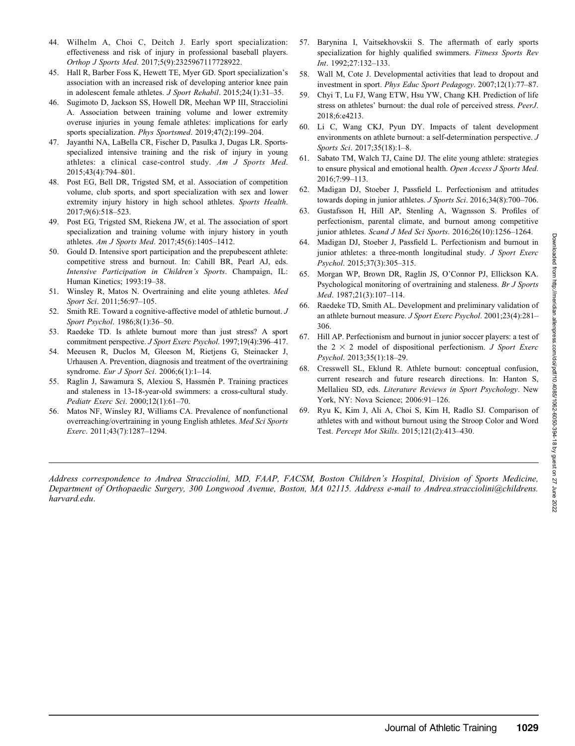44. Wilhelm A, Choi C, Deitch J. Early sport specialization: effectiveness and risk of injury in professional baseball players. *Orthop J Sports Med*. 2017;5(9):2325967117728922.
45. Hall R, Barber Foss K, Hewett TE, Myer GD. Sport specialization's association with an increased risk of developing anterior knee pain in adolescent female athletes. *J Sport Rehabil*. 2015;24(1):31–35.
46. Sugimoto D, Jackson SS, Howell DR, Meehan WP III, Stracciolini A. Association between training volume and lower extremity overuse injuries in young female athletes: implications for early sports specialization. *Phys Sportsmed*. 2019;47(2):199–204.
47. Jayanthi NA, LaBella CR, Fischer D, Pasulka J, Dugas LR. Sports-specialized intensive training and the risk of injury in young athletes: a clinical case-control study. *Am J Sports Med*. 2015;43(4):794–801.
48. Post EG, Bell DR, Trigsted SM, et al. Association of competition volume, club sports, and sport specialization with sex and lower extremity injury history in high school athletes. *Sports Health*. 2017;9(6):518–523.
49. Post EG, Trigsted SM, Riekena JW, et al. The association of sport specialization and training volume with injury history in youth athletes. *Am J Sports Med*. 2017;45(6):1405–1412.
50. Gould D. Intensive sport participation and the prepubescent athlete: competitive stress and burnout. In: Cahill BR, Pearl AJ, eds. *Intensive Participation in Children's Sports*. Champaign, IL: Human Kinetics; 1993:19–38.
51. Winsley R, Matos N. Overtraining and elite young athletes. *Med Sport Sci*. 2011;56:97–105.
52. Smith RE. Toward a cognitive-affective model of athletic burnout. *J Sport Psychol*. 1986;8(1):36–50.
53. Raedeke TD. Is athlete burnout more than just stress? A sport commitment perspective. *J Sport Exerc Psychol*. 1997;19(4):396–417.
54. Meeusen R, Duclos M, Gleeson M, Rietjens G, Steinacker J, Urhausen A. Prevention, diagnosis and treatment of the overtraining syndrome. *Eur J Sport Sci*. 2006;6(1):1–14.
55. Raglin J, Sawamura S, Alexiou S, Hassmén P. Training practices and staleness in 13-18-year-old swimmers: a cross-cultural study. *Pediatr Exerc Sci*. 2000;12(1):61–70.
56. Matos NF, Winsley RJ, Williams CA. Prevalence of nonfunctional overreaching/overtraining in young English athletes. *Med Sci Sports Exerc*. 2011;43(7):1287–1294.
57. Barynina I, Vaitsekhovskii S. The aftermath of early sports specialization for highly qualified swimmers. *Fitness Sports Rev Int*. 1992;27:132–133.
58. Wall M, Cote J. Developmental activities that lead to dropout and investment in sport. *Phys Educ Sport Pedagogy*. 2007;12(1):77–87.
59. Chyi T, Lu FJ, Wang ETW, Hsu YW, Chang KH. Prediction of life stress on athletes' burnout: the dual role of perceived stress. *PeerJ*. 2018;6:e4213.
60. Li C, Wang CKJ, Pyun DY. Impacts of talent development environments on athlete burnout: a self-determination perspective. *J Sports Sci*. 2017;35(18):1–8.
61. Sabato TM, Walch TJ, Caine DJ. The elite young athlete: strategies to ensure physical and emotional health. *Open Access J Sports Med*. 2016;7:99–113.
62. Madigan DJ, Stoeber J, Passfield L. Perfectionism and attitudes towards doping in junior athletes. *J Sports Sci*. 2016;34(8):700–706.
63. Gustafsson H, Hill AP, Stenling A, Wagnsson S. Profiles of perfectionism, parental climate, and burnout among competitive junior athletes. *Scand J Med Sci Sports*. 2016;26(10):1256–1264.
64. Madigan DJ, Stoeber J, Passfield L. Perfectionism and burnout in junior athletes: a three-month longitudinal study. *J Sport Exerc Psychol*. 2015;37(3):305–315.
65. Morgan WP, Brown DR, Raglin JS, O'Connor PJ, Ellickson KA. Psychological monitoring of overtraining and staleness. *Br J Sports Med*. 1987;21(3):107–114.
66. Raedeke TD, Smith AL. Development and preliminary validation of an athlete burnout measure. *J Sport Exerc Psychol*. 2001;23(4):281–306.
67. Hill AP. Perfectionism and burnout in junior soccer players: a test of the 2 × 2 model of dispositional perfectionism. *J Sport Exerc Psychol*. 2013;35(1):18–29.
68. Cresswell SL, Eklund R. Athlete burnout: conceptual confusion, current research and future research directions. In: Hanton S, Mellalieu SD, eds. *Literature Reviews in Sport Psychology*. New York, NY: Nova Science; 2006:91–126.
69. Ryu K, Kim J, Ali A, Choi S, Kim H, Radlo SJ. Comparison of athletes with and without burnout using the Stroop Color and Word Test. *Percept Mot Skills*. 2015;121(2):413–430.

*Address correspondence to Andrea Stracciolini, MD, FAAP, FACSM, Boston Children's Hospital, Division of Sports Medicine, Department of Orthopaedic Surgery, 300 Longwood Avenue, Boston, MA 02115. Address e-mail to Andrea.stracciolini@childrens.harvard.edu.*